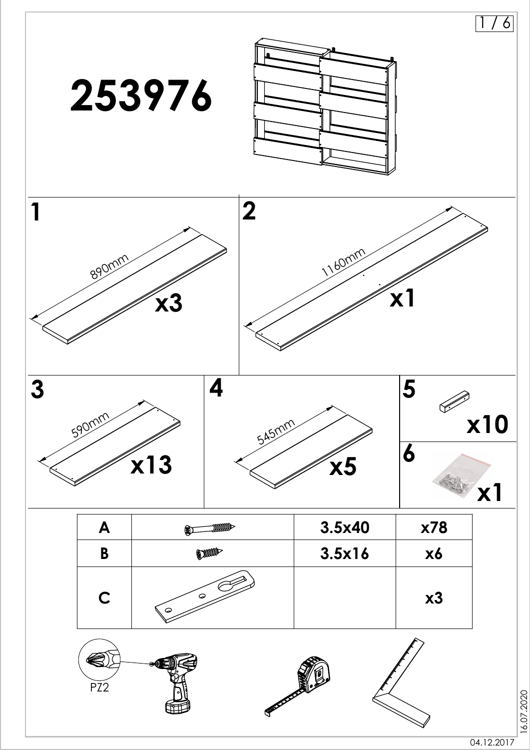# 253976

**1**

890mm

**x3**

**2**

1160mm

**x1**

**3**

590mm

**x13**

**4**

545mm

**x5**

**5**

**x10**

**6**

**x1**

| A | | 3.5x40 | x78 |
|---|---|---|---|
| B | | 3.5x16 | x6 |
| C | | | x3 |

PZ2

16.07.2020

04.12.2017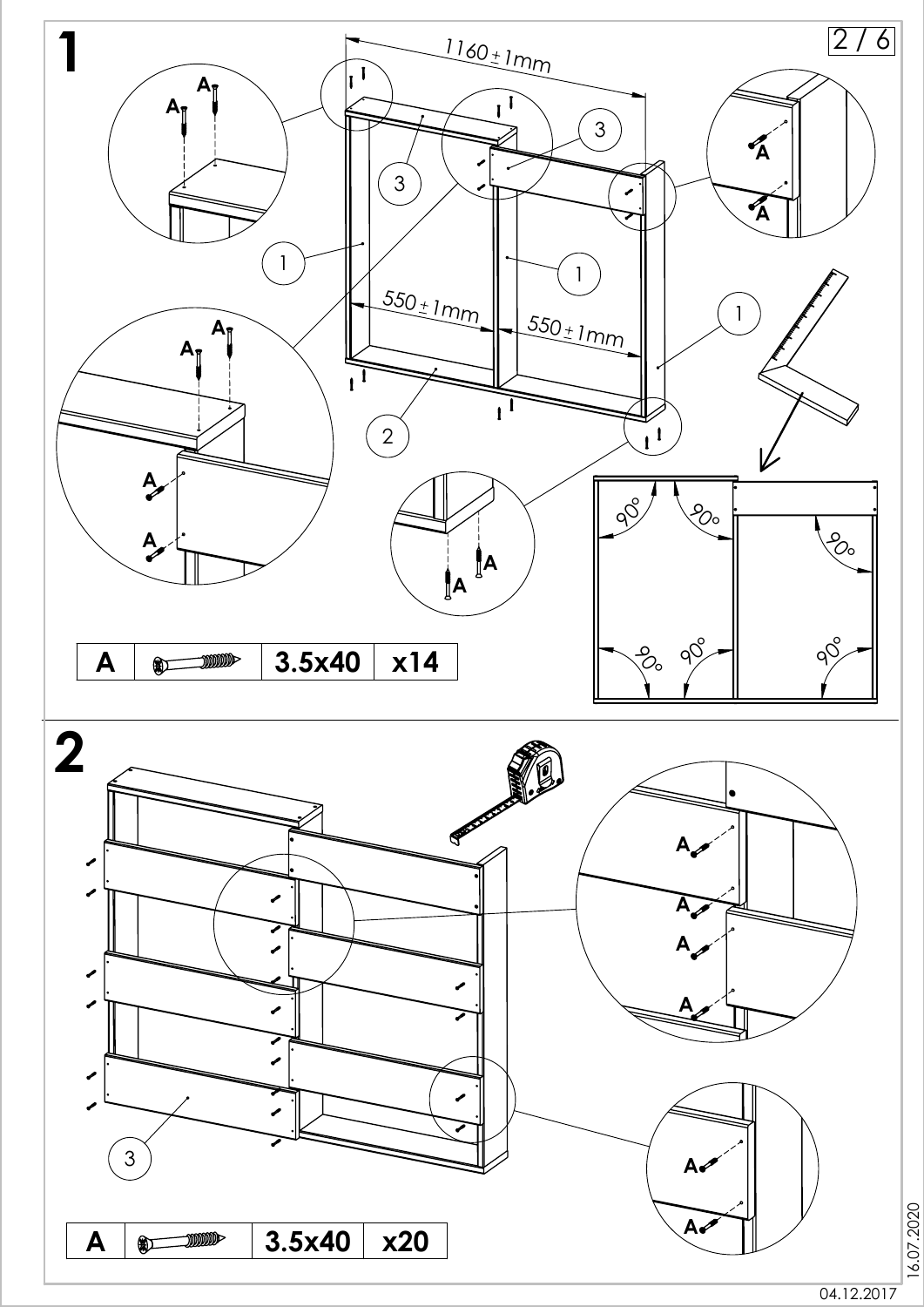# 1

1160 ± 1mm

550 ± 1mm

550 ± 1mm

| A | | 3.5x40 | x14 |
|---|---|---|---|

# 2

| A | | 3.5x40 | x20 |
|---|---|---|---|

16.07.2020

04.12.2017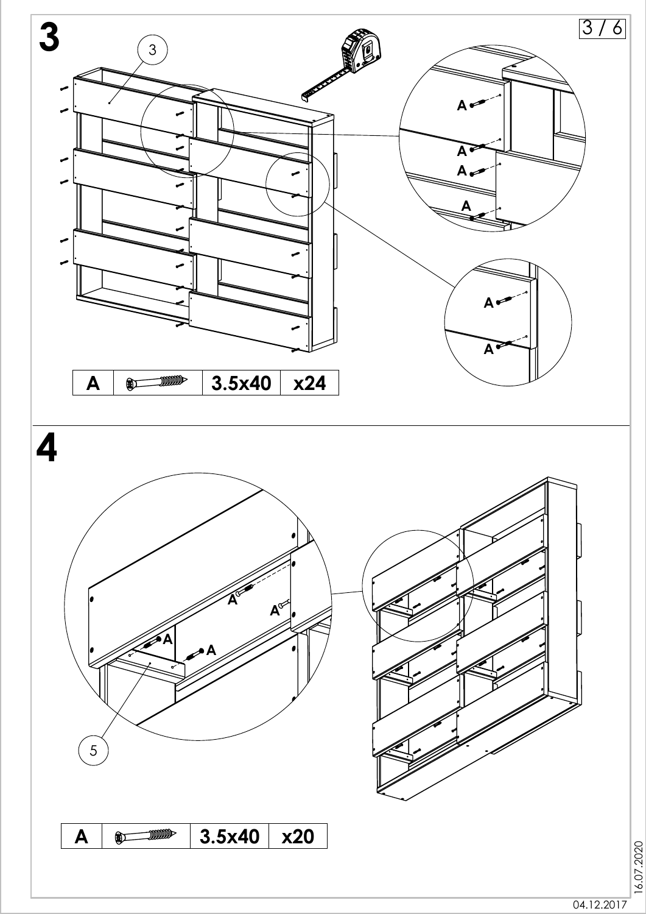# 3

| A | | 3.5x40 | x24 |
|---|---|---|---|

# 4

| A | | 3.5x40 | x20 |
|---|---|---|---|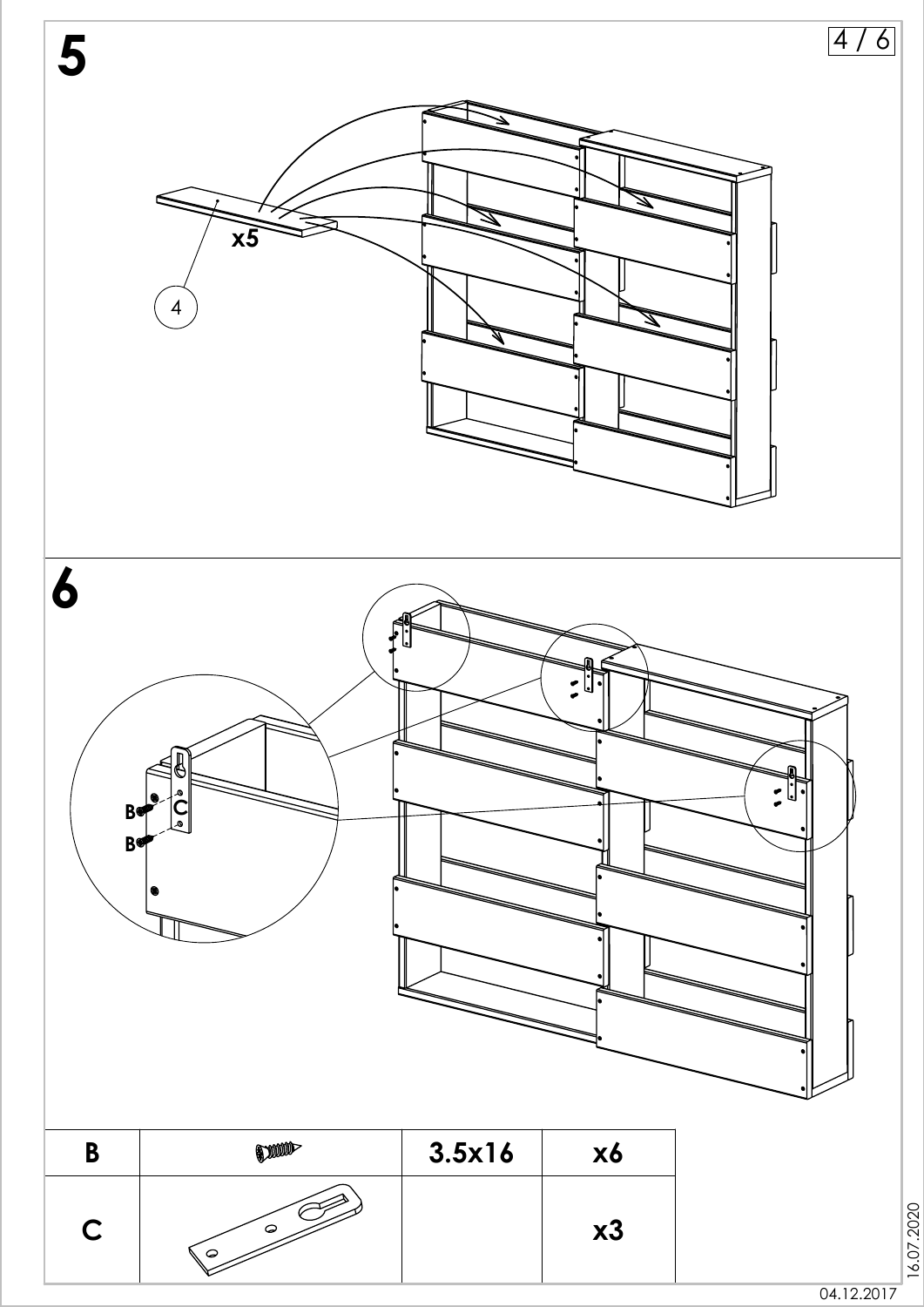# 5

x5

4

# 6

B

B

C

| B | | 3.5x16 | x6 |
|---|---|---|---|
| C | | | x3 |

16.07.2020

04.12.2017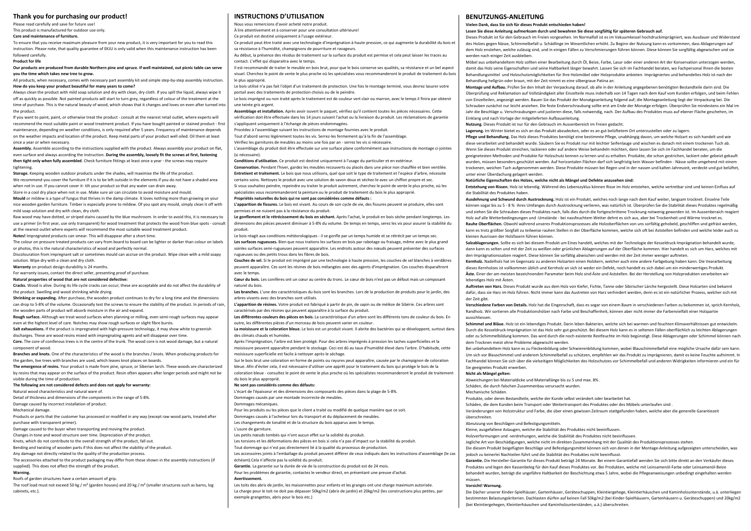## Thank you for purchasing our product!

Please read carefully and save for future use!

This product is manufactured for outdoor use only.

**Care and maintenance of furniture.**

To ensure that you receive maximum pleasure from your new product, it is very important for you to read this instruction. Please note, that quality guarantee of EKJU is only valid when this maintenance instruction has been followed carefully.

**Product for life**

**Our products are produced from durable Northern pine and spruce. If well maintained, out picnic table can serve you the time which takes new tree to grow.**

All products, when necessary, comes with necessary part assembly kit and simple step-by-step assembly instruction.

**How do you keep your product beautiful for many years to come?**

Always clean the product with mild soap solution and dry with clean, dry cloth. If you spill the liquid, always wipe it off as quickly as possible. Not painted products will start to turn grey, regardless of colour of the treatment at the time of purchase. This is the natural beauty of wood, which shows that it changes and loves on even after turned into the product.

If you want to paint, paint, or otherwise treat the product - consult at the nearest retail outlet, where experts will recommend the most suitable paint or wood treatment product. If you have bought painted or stained product - first maintenance, depending on weather conditions, is only required after 5 years. Frequency of maintenance depends on the weather impacts and location of the product. Keep metal parts of your product well oiled. Oil them at least once a year or when necessary.

**Assembly.** Assemble according to the instructions supplied with the product. Always assembly your product on flat, even surface and always according the instruction. **During the assembly, loosely fit the screws at first, fastening then tight only when fully assembled**. Check furniture fittings at least once a year - the screws may require tightening.

**Storage.** Keeping wooden outdoor products under the shades, will maximise the life of the product.

We recommend you cover the furniture if it is to be left outside in the elements if you do not have a shaded area when not in use. If you cannot cover it- tilt your product so that any water can drain away.

Store in a cool dry place when not in use. Make sure air can circulate to avoid moisture and mould.

**Mould** or mildew is a type of fungus that thrives in the damp climate. It loves nothing more than growing on your nice wooden garden furniture. Timber is especially prone to mildew. Of you spot any mould, simply clean it off with mild soap solution and dry with clean, dry cloth.

Raw wood may have dotted, or striped stains caused by the blue mushroom. In order to avoid this, it is necessary to use a primer (in first year, use only transparent) for wood treatment that protects the wood from blue spots - consult at the nearest outlet where experts will recommend the most suitable wood treatment product.

**Notes!** Impregnated products can smear. This will disappear after a short time.

The colour on pressure treated products can vary from board to board can be lighter or darker than colour on labels or photos, this is the natural characteristics of wood and perfectly normal.

Discolouration from impregnant salt or sometimes mould can accrue on the product. Wipe clean with a mild soapy solution. Wipe dry with a clean and dry cloth.

**Warranty** on product design durability is 24 months.

For warranty issues, contact the direct seller, presenting proof of purchase.

**Natural properties of wood that are not considered defective:**

**Cracks.** Wood is alive. During its life cycle cracks can occur; these are acceptable and do not affect the durability of the product. Swelling and wood shrinking while drying.

**Shrinking or expanding.** After purchase, the wooden product continues to dry for a long time and the dimensions can drop to 5-8% of the volume. Occasionally test the screws to ensure the stability of the product. In periods of rain, the wooden parts of product will absorb moisture in the air and expand.

**Rough surface.** Although we treat wood surfaces when planning or milling, even semi-rough surfaces may appear even at the highest level of care. Notches may show rough surfaces or slight fibre bursts.

**Salt exhaustions.** If the product is impregnated with high-pressure technology, it may show white to greenish discharges. These are wood resins mixed with impregnating agents and will disappear over time.

**Core.** The core of coniferous trees is in the centre of the trunk. The wood core is not wood damage, but a natural component of wood.

**Branches and knots.** One of the characteristics of the wood is the branches / knots. When producing products for the garden, live trees with branches are used, which leaves knot places on boards.

**The emergence of resins.** Your product is made from pine, spruce, or Siberian larch. These woods are characterized by resins that may appear on the surface of the product. Resin often appears after longer periods and might not be visible during the time of production.

**The following are not considered defects and does not apply for warranty:**

Natural wood characteristics and natural ware of.

Detail of thickness and dimensions of the components in the range of 5-8%.

Damage caused by incorrect installation of product.

Mechanical damage.

Products or parts that the customer has processed or modified in any way (except raw wood parts, treated after purchase with transparent primer).

Damage caused to the buyer when transporting and moving the product.

Changes in tone and wood structure over time. Depreciation of the product.

Knots, which do not contribute to the overall strength of the product, fall out.

Bending and twisting of wooden parts if this does not affect the stability of the product.

Any damage not directly related to the quality of the production process.

The accessories attached to the product packaging may differ from those shown in the assembly instructions (if supplied). This does not affect the strength of the product.

**Warning.**

Roofs of garden structures have a certain amount of grip.

The roof load must not exceed 50 kg / m² (garden houses) and 20 kg / m² (smaller structures such as barns, log cabinets, etc.).

## INSTRUCTIONS D'UTILISATION

Nous vous remercions d'avoir acheté notre produit.

À lire attentivement et à conserver pour une consultation ultérieure!

Ce produit est destiné uniquement à l'usage extérieur.

Ce produit peut être traité avec une technologie d'imprégnation à haute pression, ce qui augmente la durabilité du bois et sa résistance à l'humidité, champignons de pourriture et ravageurs.

Au début, la présence des résidus de traitement sur la surface du produit est permise et cela peut laisser les traces au contact. L'effet qui disparaîtra avec le temps.

Il est recommandé de traiter le meuble en bois brut, pour que le bois conserve ses qualités, sa résistance et un bel aspect visuel. Cherchez le point de vente le plus proche où les spécialistes vous recommanderont le produit de traitement du bois le plus approprié.

Le bois utilisé n'a pas fait l'objet d'un traitement de protection. Une fois le montage terminé, vous devrez lasurer votre portail avec des traitements de protection choisis ou de le peindre.

Le bois imprégné ou non traité après le traitement est de couleur vert clair ou marron, avec le temps il finira par obtenir une teinte gris argent.

**Assemblage et installation.** Après avoir ouvert le paquet, vérifiez qu'il contient toutes les pièces nécessaires. Cette vérification doit être effectuée dans les 14 jours suivant l'achat ou la livraison du produit. Les réclamations de garantie s'appliquent uniquement à l'échange de pièces endommagées.

Procédez à l'assemblage suivant les instructions de montage fournies avec le produit.

Tout d'abord serrez légèrement toutes les vis. Serrez-les fermement qu'à la fin de l'assemblage.

Vérifiez les garnitures de meubles au moins une fois par an - serrez les vis si nécessaire.

L'assemblage du produit doit être effectuée sur une surface plane conformément aux instructions de montage ci-jointes (si nécessaire).

**Conditions d'utilisation.** Ce produit est destiné uniquement à l'usage du particulier et en extérieur.

**Conservation.** Pendant l'hiver, gardez les meubles recouverts ou placés dans une pièce non chauffée et bien ventilée.

**Entretient et traitement.** Le bois que nous utilisons, quel que soit le type de traitement et l'espèce d'arbre, nécessite certains soins. Nettoyez le produit avec une solution de savon doux et séchez-le avec un chiffon propre et sec.

Si vous souhaitez peindre, repeindre ou traiter le produit autrement, cherchez le point de vente le plus proche, où les spécialistes vous recommanderont la peinture ou le produit de traitement du bois le plus approprié.

**Propriétés naturelles du bois qui ne sont pas considérées comme défauts :**

**L'apparition de fissures.** Le bois est vivant. Au cours de son cycle de vie, des fissures peuvent se produire, elles sont permises et ne nuisent pas à la résistance du produit.

**Le gonflement et le rétrécissement du bois en séchant.** Après l'achat, le produit en bois sèche pendant longtemps. Les dimensions des pièces peuvent diminuer à 5-8% du volume. De temps en temps, serez les vis pour assurer la stabilité du produit.

Le bois réagit aux conditions météorologiques - il se gonfle par un temps humide et se rétrécit par un temps sec.

**Les surfaces rugueuses.** Bien que nous traitons les surfaces en bois par rabotage ou fraisage, même avec le plus grand soinles surfaces semi-rugueuses peuvent apparaître. Les endroits autour des nœuds peuvent présenter des surfaces rugueuses ou des petits trous dans les fibres de bois.

**Couches de sel.** Si le produit est imprégné par une technologie à haute pression, les couches de sel blanches à verdâtres peuvent apparaître. Ces sont les résines de bois mélangées avec des agents d'imprégnation. Ces couches disparaîtront avec le temps.

**Cœur du bois.** Les conifères ont un cœur au centre du tronc. Le cœur de bois n'est pas un défaut mais un composant naturel du bois.

**Les branches.** L'une des caractéristiques du bois sont les branches. Lors de la production de produits pour le jardin, des arbres vivants avec des branches sont utilisés.

**L'apparition de résines.** Votre produit est fabriqué à partir de pin, de sapin ou de mélèze de Sibérie. Ces arbres sont caractérisés par des résines qui peuvent apparaître à la surface du produit.

**Les différentes couleurs des pièces en bois.** La caractéristique d'un arbre sont les différents tons de couleur du bois. En outre, les différentes pièces d'un morceau de bois peuvent varier en couleur.

**La moisissure et la coloration bleue.** Le bois est un produit vivant. Il abrite des bactéries qui se développent, surtout dans des climats chauds et humides.

Après l'imprégnation, l'arbre est bien protégé. Pour des arbres imprégnés à pression les taches superficielles et la moisissure peuvent apparaître pendant le stockage. Ceci est dû au taux d'humidité élevé dans l'arbre. D'habitude, cette moisissure superficielle est facile à nettoyer après le séchage.

Sur le bois brut une coloration en forme de points ou rayures peut apparaître, causée par le champignon de coloration bleue. Afin d'éviter cela, il est nécessaire d'utiliser une apprêt pour le traitement du bois qui protège le bois de la coloration bleue - consultez le point de vente le plus proche où les spécialistes recommanderont le produit de traitement du bois le plus approprié.

**Ne sont pas considérés comme des défauts:**

L'écart de l'épaisseur et des dimensions des composants des pièces dans la plage de 5-8%.

Dommages causés par une montage incorrecte de meubles.

Dommages mécaniques.

Pour les produits ou les pièces que le client a traité ou modifié de quelque manière que ce soit.

Dommages causés à l'acheteur lors du transport et du déplacement de meubles.

Les changements de tonalité et de la structure du bois apparus avec le temps.

L'usure de garniture.

Les petits nœuds tombés qui n'ont aucun effet sur la solidité du produit.

Les torsions et les déformations des pièces en bois si cela n'a pas d'impact sur la stabilité du produit.

Tout dommage qui n'est pas directement lié à la qualité du processus de production.

Les accessoires joints à l'emballage du produit peuvent différer de ceux indiqués dans les instructions d'assemblage (le cas échéant).Cela n'affecte pas la solidité du produit.

**Garantie.** La garantie sur la durée de vie de la construction du produit est de 24 mois.

Pour les problèmes de garantie, contactez le vendeur direct, en présentant une preuve d'achat.

**Avertissement.**

Les toits des abris de jardin, les maisonnettes pour enfants et les granges ont une charge maximum autorisée.

La charge pour le toit ne doit pas dépasser 50kg/m2 (abris de jardin) et 20kg/m2 (les constructions plus petites, par exemple grangettes, abris pour le bois etc.)

## BENUTZUNGS-ANLEITUNG

**Vielen Dank, dass Sie sich für dieses Produkt entschieden haben!**

**Lesen Sie diese Anleitung aufmerksam durch und bewahren Sie diese sorgfältig für späteren Gebrauch auf.**

Dieses Produkt ist für den Gebrauch im Freien vorgesehen. Im Normalfall ist es im Vakuumkessel hochdruckimprägniert, was Ausdauer und Widerstand des Holzes gegen Nässe, Schimmelbefall u. Schädlinge im Wesentlichen erhöht. Zu Beginn der Nutzung kann es vorkommen, dass Ablagerungen auf dem Holz entstehen, welche zulässig sind, und in einigen Fällen zu Verschmierungen führen können. Diese können Sie sorgfältig abgewischen und sie werden nach einiger Zeit ausbleiben.

Möbel aus unbehandeltem Holz sollten einer Bearbeitung durch Öl, Beize, Farbe, Lasur oder einer anderen Art der Konservation unterzogen werden, damit das Holz seine Eigenschaften und seine Haltbarkeit länger bewahrt. Lassen Sie sich im Fachhandel beraten, wo Fachpersonal Ihnen die besten Behandlungsmittel und Holzschutzmöglichkeiten für Ihre Holzmöbel oder Holzprodukte anbieten. Imprägniertes und behandeltes Holz ist nach der Behandlung hellgrün oder braun, mit der Zeit nimmt es eine silbergraue Patina an.

**Montage und Aufbau.** Prüfen Sie den Inhalt der Verpackung darauf, ob alle in der Anleitung angegebenen benötigten Bestandteile darin sind. Die Überprüfung und Reklamation auf Vollständigkeit aller Einzelteile muss innerhalb von 14 Tagen nach dem Kauf vom Kunden erfolgen, und beim Fehlen von Einzelteilen, angezeigt werden. Bauen Sie das Produkt der Monatgeanleitung folgend auf; die Montageanleitung liegt der Verpackung bei. Die Schrauben zunächst nur leicht anziehen. Die feste Endverschraubung sollte erst am Ende der Monatge erfolgen. Überprüfen Sie mindestens ein Mal im Jahr die Beschläge u. Verschraubungen und justieren diese, falls notwendig, nach. Der Aufbau des Produktes muss auf ebener Fläche geschehen, im Einklang und nach Vorlage der mitgelieferten Aufbauanleitung.

**Nutzung.** Dieses Produkt ist nur für den Gebrauch im Aussenbereich im Freien gedacht.

**Lagerung.** Im Winter bietet es sich an das Produkt abzudecken, oder es an gut belüftetem Ort unterzustellen oder zu lagern.

**Pflege und Behandlung.** Das Holz dieses Produktes benötigt eine bestimmte Pflege, unabhängig davon, um welche Holzart es sich handelt und wie diese verarbeitet und behandelt wurde. Säubern Sie es Produkt nur mit leichter Seifenlauge und wischen es danach mit einem trockenen Tuch ab. Wenn Sie dieses Produkt streichen, lackieren oder auf andere Weise behandeln möchten, dann lassen Sie sich im Fachhandel beraten, um die geeignetesten Methoden und Produkte für Holzschutz kennen zu lernen und zu erhalten. Produkte, die schon gestrichen, lackiert oder gebeizt gekauft wurden, müssen besonders geschützt werden. Auf horizontalen Flächen darf sich langfristig kein Wasser befinden - Nässe sollte umgehend mit einem trockenen, weichen Tuch aufgenommen werden. Diese Produkte müssen bei Regen und in der nassen und kalten Jahreszeit, verdeckt und gut belüftet, unter einer Überdachung gelagert werden.

**Natürliche Eigenschaften des Holzes, welche nicht als Mängel und Defekte anzusehen sind:**

**Entstehung von Rissen.** Holz ist lebendig. Während des Lebenszyklus können Risse im Holz entstehen, welche vertretbar sind und keinen Einfluss auf die Stabilität des Produktes haben.

**Ausdehnung und Schwund durch Austrocknung.** Holz ist ein Produkt, welches noch lange nach dem Kauf weiter, langsam trocknet. Einzelne Teile können sogar bis zu 5 - 8 % ihres Umfanges durch Austrocknung verlieren, was natürlich ist. Überprüfen Sie die Stabilität dieses Produktes regelmäßig und ziehen Sie die Schrauben dieses Produktes nach, falls dies durch die fortgeschrittene Trocknung notwenig geworden ist. Im Aussenbereich reagiert Holz auf alle Wetterbedingungen und -Umstände - bei nassfeuchtem Wetter dehnt es sich aus, aber bei Trockenheit und Wärme trocknet es.

**Rauhe Oberflächen.** Obwohl während unseres Produktionsprozesses alle Holzoberflächen von uns sorgfältig gehobeld, geschliffen und gefräst werden, kann es trotz größter Sorgfalt zu teilweise rauhen Stellen in der Oberfläche kommen, welche sich oft bei Astetellen befinden und welche leider auch zu kleinen Ausrissen der Holzfasern führen können.

**Salzablagerungen.** Sollte es sich bei diesem Produkt um Eines handelt, welches mit der Technologie der Kesseldruck-Imprägnation behandelt wurde, dann kann es selten und mit der Zeit zu weißen oder grünlichen Ablagerungen auf der Oberfläche kommen. Hier handelt es sich um Harz, welches mit den Imprägnationssalzen reagiert. Diese können Sie sorgfältig abwischen und werden mit der Zeit immer weniger auftreten.

**Kernholz.** Nadelholz hat im Gegensatz zu anderen Holzarten einen Holzkern, welcher auch eine andere Farbgebung haben kann. Die Veararbeitung dieses Kernholzes ist vollkommen üblich und Kernholz an sich ist weder ein Defekt, noch handelt es sich dabei um ein minderwertiges Produkt.

**Äste.** Einer der am meisten bezeichnenden Parameter beim Holz sind Äste und Aststellen. Bei der Herstellung von Holzprodukten verarbeiten wir lebendiges Holz mit Ästen.

**Auftreten von Harz.** Dieses Produkt wurde aus dem Holz von Kiefer, Fichte, Tanne oder Sibirischer Lärche hergestellt. Diese Holzarten sind bekannt dafür, dass sie Harz im Holz führen. Nicht immer kann das Austreten von Harz verhindert werden, denn es ist ein natürlicher Prozess, welcher sich mit der Zeit gibt.

**Verschiedene Farben von Details.** Holz hat die Eigenschaft, dass es sogar von einem Baum in verschiedenen Farben zu bekommen ist, sprich Kernholz, Randholz. Wir sortieren alle Produktionshölzer nach Farbe und Beschaffenheit, können aber nicht immer die Farbenvielfalt einer Holzpartie ausschliessen.

**Schimmel und Bläue.** Holz ist ein lebendiges Produkt. Darin leben Bakterien, welche sich bei warmen und feuchten Klimaverhältnissen gut entwickeln. Durch die Kesseldruck-Imprägnation ist das Holz sehr gut geschützt. Bei diesem Holz kann es in seltenen Fällen oberflächlich zu leichten Ablagerungen oder zu Schimmelbildung kommen. Das wird durch die noch existente Restfeuchte im Holz begünstigt. Diese Ablagerungen oder Schimmel können nach dem Trocknen meist ohne Probleme abgewischt werden.

Bei unbehandeltem Holz kann es zu Fleckenbildung oder Schwierenbildung kommen, wobei Blauschimmelbefall eine mögliche Ursache dafür sein kann. Um sich vor Blauschimmel und anderem Schimmelbefall zu schützen, empfehlen wir das Produkt zu imprägnieren, damit es keine Feuchte aufnimmt. In Fachhandel können Sie sich über die vielseitigen Möglichkeiten des Holzschutzes vor Schimmelbefall und anderen Widrigkeiten informieren und ein für Sie geeignetes Produkt erwerben.

**Nicht als Mängel gelten:**

Abweichungen bei Materialdicke und Materiallänge bis zu 5 und max. 8% .

Schäden, die durch falschen Zusammenbau verursacht wurden.

Mechanische Schäden.

Produkte, oder deren Bestandteile, welche der Kunde selbst verändert oder bearbeitet hat.

Schäden, die dem Kunden beim Transport oder Weitertransport des Produktes oder des Möbels unterlaufen sind .

Veränderungen von Holzstruktur und Farbe, die über einen gewissen Zeitraum stattgefunden haben, welche aber die generelle Garantiezeit überschreiten.

Abnutzung von Beschlägen und Befestigungsmitteln.

Kleine, ausgefallene Astaugen, welche die Stabilität des Produktes nicht beeinflussen.

Holzverformungen und -verdrehungen, welche die Stabilität des Produktes nicht beeinflussen.

Jegliche Art von Beschädigungen, welche nicht im direkten Zusammenhang mit der Qualität des Produktionsprozesses stehen.

Die diesem Produkt beigefügten Beschläge und Befestigungsmittel können sich von denen in der Montage-Anleitung aufgezeigten unterscheiden, was jedoch zu keinerlei Nachteilen führt und die Stabilität des Produktes nicht beeinflusst.

**Garantie.** Die Hersteller-Garantie für dieses Produkt beträgt 24 Monate. Bei einem Garantiefall wenden Sie sich bitte direkt an den Verkäufer dieses Produktes und legen den Kassenbeleg für den Kauf dieses Produktes vor. Bei Produkten, welche mit Leinsamenöl-Farbe oder Leinsamenöl-Beize behandelt wurden, beträgt die ungefähre Haltbarkeit der Beschichtung etwa 5 Jahre, wobei die Pflegeanweisungen unbedingt eingehalten werden müssen.

**Vorsicht! Warnung.**

Die Dächer unserer Kinder-Spielhäuser, Gartenhäuser, Geräteschuppen, Kleintiergehege, Kleintierhäuschen und Kaminholzunterstände, u.ä. unterliegen bestimmten Belastungskriterien. Dachlasten dürfen auf keinen Fall 50kg/m2 (bei Kinder-Spielhäusern, Gartenhäusern u. Geräteschuppen) und 20kg/m2 (bei Kleintiergehegen, Kleintierhäuschen und Kaminholzunterständen, u.ä.) überschreiten.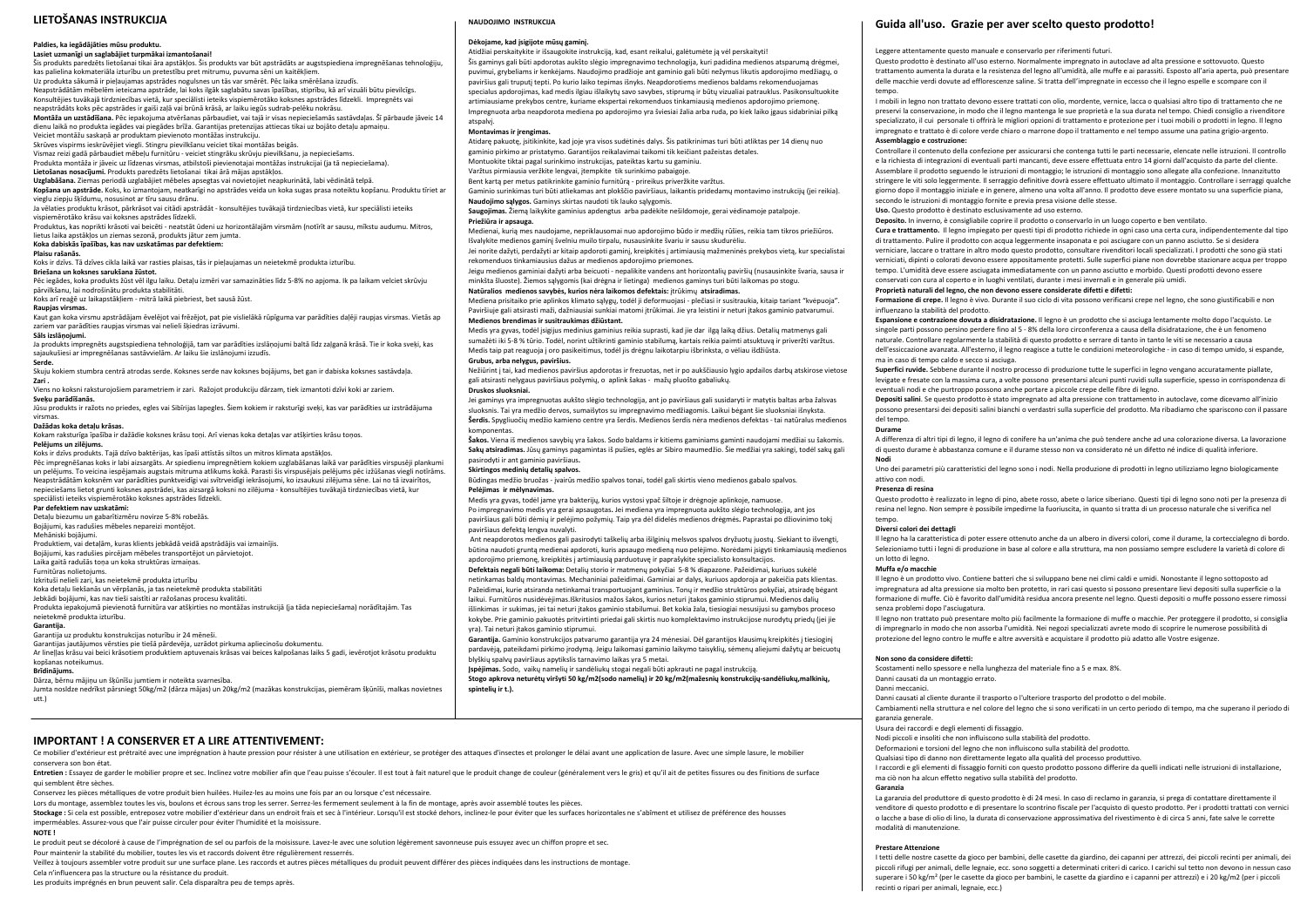# LIETOŠANAS INSTRUKCIJA

**Paldies, ka iegādājāties mūsu produktu.**

**Lasiet uzmanīgi un saglabājiet turpmākai izmantošanai!**

Šis produkts paredzēts lietošanai tikai ārā apstākļos. Šis produkts var būt apstrādāts ar augstspiediena impregnēšanas tehnoloģiju, kas palielina kokmateriāla izturību un pretestību pret mitrumu, puvuma sēni un kaitēkļiem.

Uz produkta sākumā ir pieļaujamas apstrādes nogulsnes un tās var smērēt. Pēc laika smērēšana izzudīs.

Neapstrādātām mēbelēm ieteicama apstrāde, lai koks ilgāk saglabātu savas īpašības, stiprību, kā arī vizuāli būtu pievilcīgs. Konsultējies tuvākajā tirdzniecības vietā, kur speciālisti ieteiks vispiemērotāko koksnes apstrādes līdzekli. Impregnēts vai neapstrādāts koks pēc apstrādes ir gaiši zaļā vai brūnā krāsā, ar laiku iegūs sudrab-pelēku nokrāsu.

**Montāža un uzstādīšana.** Pēc iepakojuma atvēršanas pārbaudiet, vai tajā ir visas nepieciešamās sastāvdaļas. Šī pārbaude jāveic 14 dienu laikā no produkta iegādes vai piegādes brīža. Garantijas pretenzijas attiecas tikai uz bojāto detaļu apmaiņu.

Veiciet montāžu saskaņā ar produktam pievienoto montāžas instrukciju.

Skrūves vispirms ieskrūvējiet viegli. Stingru pievilkšanu veiciet tikai montāžas beigās.

Vismaz reizi gadā pārbaudiet mēbeļu furnitūru - veiciet stingrāku skrūvju pievilkšanu, ja nepieciešams.

Produkta montāža ir jāveic uz līdzenas virsmas, atbilstoši pievienotajai montāžas instrukcijai (ja tā nepieciešama).

**Lietošanas nosacījumi.** Produkts paredzēts lietošanai tikai ārā mājas apstākļos.

**Uzglabāšana.** Ziemas periodā uzglabājiet mēbeles apsegtas vai novietojiet neapkurinātā, labi vēdināmā telpā.

**Kopšana un apstrāde.** Koks, ko izmantojam, neatkarīgi no apstrādes veida un koka sugas prasa noteiktu kopšanu. Produktu tīriet ar vieglu ziepju šķīdumu, nosusinot ar tīru sausu drānu.

Ja vēlaties produktu krāsot, pārkrāsot vai citādi apstrādāt - konsultējies tuvākajā tirdzniecības vietā, kur speciālisti ieteiks vispiemērotāko krāsu vai koksnes apstrādes līdzekli.

Produktus, kas noprikti krāsoti vai beicēti - neatstāt ūdeni uz horizontālajām virsmām (notīrīt ar sausu, mīkstu audumu. Mitros, lietus laika apstākļos un ziemas sezonā, produkts jātur zem jumta.

**Koka dabiskās īpašības, kas nav uzskatāmas par defektiem:**

**Plaisu rašanās.**

Koks ir dzīvs. Tā dzīves cikla laikā var rasties plaisas, tās ir pieļaujamas un neietekmē produkta izturību.

**Briešana un koksnes sarukšana žūstot.**

Pēc iegādes, koka produkts žūst vēl ilgu laiku. Detaļu izmēri var samazināties līdz 5-8% no apjoma. Ik pa laikam velciet skrūvju pārvilkšanu, lai nodrošinātu produkta stabilitāti.

Koks arī reaģē uz laikapstākļiem - mitrā laikā piebriest, bet sausā žūst.

**Raupjas virsmas.**

Kaut gan koka virsmu apstrādājam ēvelējot vai frēzējot, pat pie vislielākā rūpīguma var parādīties daļēji raupjas virsmas. Vietās ap zariem var parādīties raupjas virsmas vai nelieli šķiedras izrāvumi.

**Sāls izslāņojumi.**

Ja produkts impregnēts augstspiediena tehnoloģijā, tam var parādīties izslāņojumi baltā līdz zaļganā krāsā. Tie ir koka sveķi, kas sajaukušies ar impregnēšanas sastāvvielām. Ar laiku šie izslāņojumi izzudīs.

**Serde.**

Skuju kokiem stumbra centrā atrodas serde. Koksnes serde nav koksnes bojājums, bet gan ir dabiska koksnes sastāvdaļa.

**Zari .**

Viens no koksni raksturojošiem parametriem ir zari. Ražojot produkciju dārzam, tiek izmantoti dzīvi koki ar zariem.

**Sveķu parādīšanās.**

Jūsu produkts ir ražots no priedes, egles vai Sibīrijas lapegles. Šiem kokiem ir raksturīgi sveķi, kas var parādīties uz izstrādājuma virsmas.

**Dažādas koka detaļu krāsas.**

Kokam raksturīga īpašība ir dažādie koksnes krāsu toņi. Arī vienas koka detaļas var atšķirties krāsu toņos.

**Pelējums un zilējums.**

Koks ir dzīvs produkts. Tajā dzīvo baktērijas, kas īpaši attīstās siltos un mitros klimata apstākļos.

Pēc impregnēšanas koks ir labi aizsargāts. Ar spiediena impregnētiem kokiem uzglabāšanas laikā var parādīties virspusēji plankumi un pelējums. To veicina iepakojumā augstais mitruma atlikums kokā. Parasti šis virspusējais pelējums pēc izžūšanas viegli notīrāms. Neapstrādātām koksnēm var parādīties punktveidīgi vai svītrveidīgi iekrāsojumi, ko izsaukusi zilējuma sēne. Lai no tā izvairītos, nepieciešams lietot grunti koksnes apstrādei, kas aizsargā koksni no zilējuma - konsultējies tuvākajā tirdzniecības vietā, kur speciālisti ieteiks vispiemērotāko koksnes apstrādes līdzekli.

**Par defektiem nav uzskatāmi:**

Detaļu biezumu un gabarītizmēru novirze 5-8% robežās.

Bojājumi, kas radušies mēbeles nepareizi montējot.

Mehāniski bojājumi.

Produktiem, vai detaļām, kuras klients jebkādā veidā apstrādājis vai izmainījis.

Bojājumi, kas radušies pircējam mēbeles transportējot un pārvietojot.

Laika gaitā radušās toņa un koka struktūras izmaiņas.

Furnitūras nolietojums.

Izkrituši nelieli zari, kas neietekmē produkta izturību

Koka detaļu liekšanās un vērpšanās, ja tas neietekmē produkta stabilitāti

Jebkādi bojājumi, kas nav tieši saistīti ar ražošanas procesu kvalitāti.

Produkta iepakojumā pievienotā furnitūra var atšķirties no montāžas instrukcijā (ja tāda nepieciešama) norādītajām. Tas neietekmē produkta izturību.

**Garantija.**

Garantija uz produktu konstrukcijas noturību ir 24 mēneši.

Garantijas jautājumos vērsties pie tiešā pārdevēja, uzrādot pirkuma apliecinošu dokumentu.

Ar lineļļas krāsu vai beici krāsotiem produktiem aptuvenais krāsas vai beices kalpošanas laiks 5 gadi, ievērojot krāsotu produktu kopšanas noteikumus.

**Brīdinājums.**

Dārza, bērnu mājiņu un šķūnīšu jumtiem ir noteikta svarnesība.

Jumta noslodze nedrīkst pārsniegt 50kg/m2 (dārza mājas) un 20kg/m2 (mazākas konstrukcijas, piemēram šķūnīši, malkas novietnes utt.)

# NAUDOJIMO INSTRUKCIJA

**Dėkojame, kad įsigijote mūsų gaminį.**

Atidžiai perskaitykite ir išsaugokite instrukciją, kad, esant reikalui, galėtumėte ją vėl perskaityti!

Šis gaminys gali būti apdorotas aukšto slėgio impregnavimo technologija, kuri padidina medienos atsparumą drėgmei, puvimui, grybeliams ir kenkėjams. Naudojimo pradžioje ant gaminio gali būti nežymus likutis apdorojimo medžiagų, o paviršius gali truputį tepti. Po kurio laiko tepimas išnyks. Neapdorotiems medienos baldams rekomenduojamas specialus apdorojimas, kad medis ilgiau išlaikytų savo savybes, stiprumą ir būtų vizualiai patrauklus. Pasikonsultuokite artimiausiame prekybos centre, kuriame ekspertai rekomenduos tinkamiausią medienos apdorojimo priemonę.

Impregnuota arba neapdorota mediena po apdorojimo yra šviesiai žalia arba ruda, po kiek laiko įgaus sidabriniai pilką atspalvį.

**Montavimas ir įrengimas.**

Atidarę pakuotę, įsitikinkite, kad joje yra visos sudėtinės dalys. Šis patikrinimas turi būti atliktas per 14 dienų nuo gaminio pirkimo ar pristatymo. Garantijos reikalavimai taikomi tik keičiant pažeistas detales.

Montuokite tiktai pagal surinkimo instrukcijas, pateiktas kartu su gaminiu.

Varžtus pirmiausia veržkite lengvai, įtempkite tik surinkimo pabaigoje.

Bent kartą per metus patikrinkite gaminio furnitūrą - prireikus priveržkite varžtus.

Gaminio surinkimas turi būti atliekamas ant plokščio paviršiaus, laikantis pridedamų montavimo instrukcijų (jei reikia).

**Naudojimo sąlygos.** Gaminys skirtas naudoti tik lauko sąlygomis.

**Saugojimas.** Žiemą laikykite gaminius apdengtus arba padėkite nešildomoje, gerai vėdinamoje patalpoje.

**Priežiūra ir apsauga.**

Medienai, kurią mes naudojame, nepriklausomai nuo apdorojimo būdo ir medžių rūšies, reikia tam tikros priežiūros. Išvalykite medienos gaminį švelniu muilo tirpalu, nusausinkite švariu ir sausu skuduréliu.

Jei norite dažyti, perdažyti ar kitaip apdoroti gaminį, kreipkitės į artimiausią mažmeninės prekybos vietą, kur specialistai rekomenduos tinkamiausius dažus ar medienos apdorojimo priemones.

Jeigu medienos gaminiai dažyti arba beicuoti - nepalikite vandens ant horizontalių paviršių (nusausinkite švaria, sausa ir minkšta šluoste). Žiemos sąlygomis (kai drėgna ir lietinga) medienos gaminys turi būti laikomas po stogu.

**Natūralios medienos savybės, kurios nėra laikomos defektais:** įtrūkimų atsiradimas.

Mediena prisitaiko prie aplinkos klimato sąlygų, todėl jį deformuojasi - pleišėsi ir susitraukia, kitaip tariant "kvėpuoja". Paviršiuje gali atsirasti mažį, dažniausiai sunkiai matomi įtrūkimai. Jie yra leistini ir neturi įtakos gaminio patvarumui.

**Medienos brendimas ir susitraukimas džiūstant.**

Medis yra gyvas, todėl įsigijus medinius gaminius reikia suprasti, kad jie dar ilgą laiką džius. Detalių matmenys gali sumažėti iki 5-8 % tūrio. Todėl, norint užtikrinti gaminio stabilumą, kartais reikia paimti atsuktuvą ir priveržti varžtus. Medis taip pat reaguoja į oro pasikeitimus, todėl jis drėgnu laikotarpiu išbrinksta, o vėliau išdžiūsta.

**Grubus, arba nelygus, paviršius.**

Nežiūrint į tai, kad medienos paviršius apdorotas ir frezuotas, net ir po aukščiausio lygio apdailos darbų atskirose vietose gali atsirasti nelygaus paviršiaus požymių, o aplink šakas - mažų pluošto gabaliukų.

**Druskos sluoksniai.**

Jei gaminys yra impregnuotas aukšto slėgio technologija, ant jo paviršiaus gali susidaryti ir matytis baltas arba žalsvas sluoksnis. Tai yra medžio dervos, sumaišytos su impregnavimo medžiagomis. Laikui bėgant šie sluoksniai išnyksta.

**Šerdis.** Spygliuočių medžio kamieno centre yra šerdis. Medienos šerdis nėra medienos defektas - tai natūralus medienos komponentas.

**Šakos.** Viena iš medienos savybių yra šakos. Sodo baldams ir kitiems gaminiams gaminti naudojami medžiai su šakomis.

**Sakų atsiradimas.** Jūsų gaminys pagamintas iš pušies, eglės ar Sibiro maumedžio. Šie medžiai yra sakingi, todėl sakų gali pasirodyti ir ant gaminio paviršiaus.

**Skirtingos medinių detalių spalvos.**

Būdingas medžio bruožas - įvairūs medžio spalvos tonai, todėl gali skirtis vieno medienos gabalo spalvos.

**Pelėjimas ir mėlynavimas.**

Medis yra gyvas, todėl jame yra bakterijų, kurios vystosi ypač šiltoje ir drėgnoje aplinkoje, namuose.

Po impregnavimo medis yra gerai apsaugotas. Jei mediena yra impregnuota aukšto slėgio technologija, ant jos paviršiaus gali būti dėmių ir pelėjimo požymių. Taip yra dėl didelės medienos drėgmės. Paprastai po džiovinimo tokį paviršiaus defektą lengva nuvalyti.

Ant neapdorotos medienos gali pasirodyti taškelių arba išilginių melsvos spalvos dryžuotų juostų. Siekiant to išvengti, būtina naudoti gruntą medienai apdoroti, kuris apsaugo medieną nuo pelėjimo. Norėdami įsigyti tinkamiausią medienos apdorojimo priemonę, kreipkitės į artimiausią parduotuvę ir pasitarkite su specialistu konsultacijos.

**Defektais negali būti laikoma:** Detalių storio ir matmenų pokyčiai 5-8 % diapazone. Pažeidimai, kuriuos sukėlė netinkamas baldų montavimas. Mechaniniai pažeidimai. Gaminiai ar dalys, kuriuos apdoroja ar pakeičia pats klientas. Pažeidimai, kurie atsiranda netinkamai transportuojant gaminius. Tonų ir medžio struktūros pokyčiai, atsiradę bėgant laikui. Furnitūros nusidėvėjimas.Iškritusios mažos šakos, kurios neturi įtakos gaminio stiprumui. Medienos dalių išlinkimas ir sukimas, jei tai neturi įtakos gaminio stabilumui. Bet kokia žala, tiesiogiai nesusijusi su gamybos proceso kokybe. Prie gaminio pakuotės pritvirtinti priedai gali skirtis nuo komplektavimo instrukcijose nurodytų priedų (jei jie yra). Tai neturi įtakos gaminio stiprumui.

**Garantija.** Gaminio konstrukcijos patvarumo garantija yra 24 mėnesiai. Dėl garantijos klausimų kreipkitės į tiesioginį pardavėją, pateikdami pirkimo įrodymą. Jeigu laikomasi gaminio laikymo taisyklių, sėmenų aliejumi dažytų ar beicuotų blizgių spalvų paviršiaus apytikslis tarnavimo laikas yra 5 metai.

**Įspėjimas.** Sodo, vaikų namelių ir sandėliukų stogai negali būti apkrauti ne pagal instrukciją.

**Stogo apkrova neturėtų viršyti 50 kg/m2(sodo namelių) ir 20 kg/m2(mažesnių konstrukcijų-sandėliukų,malkinių, spintelių ir t.).**

# Guida all'uso. Grazie per aver scelto questo prodotto!

Leggere attentamente questo manuale e conservarlo per riferimenti futuri.

Questo prodotto è destinato all'uso esterno. Normalmente impregnato in autoclave ad alta pressione e sottovuoto. Questo trattamento aumenta la durata e la resistenza del legno all'umidità, alle muffe e ai parassiti. Esposto all'aria aperta, può presentare delle macchie verdi dovute ad efflorescenze saline. Si tratta dell'impregnante in eccesso che il legno espelle e scompare con il tempo.

I mobili in legno non trattato devono essere trattati con olio, mordente, vernice, lacca o qualsiasi altro tipo di trattamento che ne preservi la conservazione, in modo che il legno mantenga le sue proprietà e la sua durata nel tempo. Chiedi consiglio a rivenditore specializzato, il cui personale ti offrirà le migliori opzioni di trattamento e protezione per i tuoi mobili o prodotti in legno. Il legno impregnato e trattato è di colore verde chiaro o marrone dopo il trattamento e nel tempo assume una patina grigio-argento.

**Assemblaggio e costruzione:**

Controllare il contenuto della confezione per assicurarsi che contenga tutti le parti necessarie, elencate nelle istruzioni. Il controllo e la richiesta di integrazioni di eventuali parti mancanti, deve essere effettuata entro 14 giorni dall'acquisto da parte del cliente. Assemblare il prodotto seguendo le istruzioni di montaggio; le istruzioni di montaggio sono allegate alla confezione. Innanzitutto stringere le viti solo leggermente. Il serraggio definitivo dovrà essere effettuato ultimato il montaggio. Controllare i serraggi qualche giorno dopo il montaggio iniziale e in genere, almeno una volta all'anno. Il prodotto deve essere montato su una superficie piana, secondo le istruzioni di montaggio fornite e previa presa visione delle stesse.

**Uso.** Questo prodotto è destinato esclusivamente ad uso esterno.

**Deposito.** In inverno, è consigliabile coprire il prodotto o conservarlo in un luogo coperto e ben ventilato.

**Cura e trattamento.** Il legno impiegato per questi tipi di prodotto richiede in ogni caso una certa cura, indipendentemente dal tipo di trattamento. Pulire il prodotto con acqua leggermente insaponata e poi asciugare con un panno asciutto. Se si desidera verniciare, laccare o trattare in altro modo questo prodotto, consultare rivenditori locali specializzati. I prodotti che sono già stati verniciati, dipinti o colorati devono essere appositamente protetti. Sulle superfici piane non dovrebbe stazionare acqua per troppo tempo. L'umidità deve essere asciugata immediatamente con un panno asciutto e morbido. Questi prodotti devono essere conservati con cura al coperto e in luoghi ventilati, durante i mesi invernali e in generale più umidi.

**Proprietà naturali del legno, che non devono essere considerate difetti e difetti:**

**Formazione di crepe.** Il legno è vivo. Durante il suo ciclo di vita possono verificarsi crepe nel legno, che sono giustificabili e non influenzano la stabilità del prodotto.

**Espansione e contrazione dovuta a disidratazione.** Il legno è un prodotto che si asciuga lentamente molto dopo l'acquisto. Le singole parti possono persino perdere fino al 5 - 8% della loro circonferenza a causa della disidratazione, che è un fenomeno naturale. Controllare regolarmente la stabilità di questo prodotto e serrare di tanto in tanto le viti se necessario a causa dell'essiccazione avanzata. All'esterno, il legno reagisce a tutte le condizioni meteorologiche - in caso di tempo umido, si espande, ma in caso di tempo caldo e secco si asciuga.

**Superfici ruvide.** Sebbene durante il nostro processo di produzione tutte le superfici in legno vengano accuratamente piallate, levigate e fresate con la massima cura, a volte possono presentarsi alcuni punti ruvidi sulla superficie, spesso in corrispondenza di eventuali nodi e che purtroppo possono anche portare a piccole crepe delle fibre di legno.

**Depositi salini.** Se questo prodotto è stato impregnato ad alta pressione con trattamento in autoclave, come dicevamo all'inizio possono presentarsi dei depositi salini bianchi o verdastri sulla superficie del prodotto. Ma ribadiamo che spariscono con il passare del tempo.

**Durame**

A differenza di altri tipi di legno, il legno di conifere ha un'anima che può tendere anche ad una colorazione diversa. La lavorazione di questo durame è abbastanza comune e il durame stesso non va considerato né un difetto né indice di qualità inferiore.

**Nodi**

Uno dei parametri più caratteristici del legno sono i nodi. Nella produzione di prodotti in legno utilizziamo legno biologicamente attivo con nodi.

**Presenza di resina**

Questo prodotto è realizzato in legno di pino, abete rosso, abete o larice siberiano. Questi tipi di legno sono noti per la presenza di resina nel legno. Non sempre è possibile impedirne la fuoriuscita, in quanto si tratta di un processo naturale che si verifica nel tempo.

**Diversi colori dei dettagli**

Il legno ha la caratteristica di poter essere ottenuto anche da un albero in diversi colori, come il durame, la corteccialegno di bordo. Selezioniamo tutti i legni di produzione in base al colore e alla struttura, ma non possiamo sempre escludere la varietà di colore di un lotto di legno.

**Muffa e/o macchie**

Il legno è un prodotto vivo. Contiene batteri che si sviluppano bene nei climi caldi e umidi. Nonostante il legno sottoposto ad impregnatura ad alta pressione sia molto ben protetto, in rari casi questo si possono presentare lievi depositi sulla superficie o la formazione di muffe. Ciò è favorito dall'umidità residua ancora presente nel legno. Questi depositi o muffe possono essere rimossi senza problemi dopo l'asciugatura.

Il legno non trattato può presentare molto più facilmente la formazione di muffe o macchie. Per proteggere il prodotto, si consiglia di impregnarlo in modo che non assorba l'umidità. Nei negozi specializzati avrete modo di scoprire le numerose possibilità di protezione del legno contro le muffe e altre avversità e acquistare il prodotto più adatto alle Vostre esigenze.

**Non sono da considere difetti:**

Scostamenti nello spessore e nella lunghezza del materiale fino a 5 e max. 8%.

Danni causati da un montaggio errato.

Danni meccanici.

Danni causati al cliente durante il trasporto o l'ulteriore trasporto del prodotto o del mobile.

Cambiamenti nella struttura e nel colore del legno che si sono verificati in un certo periodo di tempo, ma che superano il periodo di garanzia generale.

Usura dei raccordi e degli elementi di fissaggio.

Nodi piccoli e insoliti che non influiscono sulla stabilità del prodotto.

Deformazioni e torsioni del legno che non influiscono sulla stabilità del prodotto.

Qualsiasi tipo di danno non direttamente legato alla qualità del processo produttivo.

I raccordi e gli elementi di fissaggio forniti con questo prodotto possono differire da quelli indicati nelle istruzioni di installazione, ma ciò non ha alcun effetto negativo sulla stabilità del prodotto.

**Garanzia**

La garanzia del produttore di questo prodotto è di 24 mesi. In caso di reclamo in garanzia, si prega di contattare direttamente il venditore di questo prodotto e di presentare lo scontrino fiscale per l'acquisto di questo prodotto. Per i prodotti trattati con vernici o lacche a base di olio di lino, la durata di conservazione approssimativa del rivestimento è di circa 5 anni, fate salve le corrette modalità di manutenzione.

**Prestare Attenzione**

I tetti delle nostre casette da gioco per bambini, delle casette da giardino, dei capanni per attrezzi, dei piccoli recinti per animali, dei piccoli rifugi per animali, delle legnaie, ecc. sono soggetti a determinati criteri di carico. I carichi sul tetto non devono in nessun caso superare i 50 kg/m² (per le casette da gioco per bambini, le casette da giardino e i capanni per attrezzi) e i 20 kg/m2 (per i piccoli recinti o ripari per animali, legnaie, ecc.)

# IMPORTANT ! A CONSERVER ET A LIRE ATTENTIVEMENT:

Ce mobilier d'extérieur est prétraité avec une imprégnation à haute pression pour résister à une utilisation en extérieur, se protéger des attaques d'insectes et prolonger le délai avant une application de lasure. Avec une simple lasure, le mobilier conservera son bon état.

**Entretien :** Essayez de garder le mobilier propre et sec. Inclinez votre mobilier afin que l'eau puisse s'écouler. Il est tout à fait naturel que le produit change de couleur (généralement vers le gris) et qu'il ait de petites fissures ou des finitions de surface qui semblent être sèches.

Conservez les pièces métalliques de votre produit bien huilées. Huilez-les au moins une fois par an ou lorsque c'est nécessaire.

Lors du montage, assemblez toutes les vis, boulons et écrous sans trop les serrer. Serrez-les fermement seulement à la fin de montage, après avoir assemblé toutes les pièces.

**Stockage :** Si cela est possible, entreposez votre mobilier d'extérieur dans un endroit frais et sec à l'intérieur. Lorsqu'il est stocké dehors, inclinez-le pour éviter que les surfaces horizontales ne s'abîment et utilisez de préférence des housses imperméables. Assurez-vous que l'air puisse circuler pour éviter l'humidité et la moisissure.

**NOTE !**

Le produit peut se décolorer à cause de l'imprégnation de sel ou parfois de la moisissure. Lavez-le avec une solution légèrement savonneuse puis essuyez avec un chiffon propre et sec.

Pour maintenir la stabilité du mobilier, toutes les vis et raccords doivent être régulièrement resserrés.

Veillez à toujours assembler votre produit sur une surface plane. Les raccords et autres pièces métalliques du produit peuvent différer des pièces indiquées dans les instructions de montage.

Cela n'influencera pas la structure ou la résistance du produit.

Les produits imprégnés en brun peuvent salir. Cela disparaîtra peu de temps après.